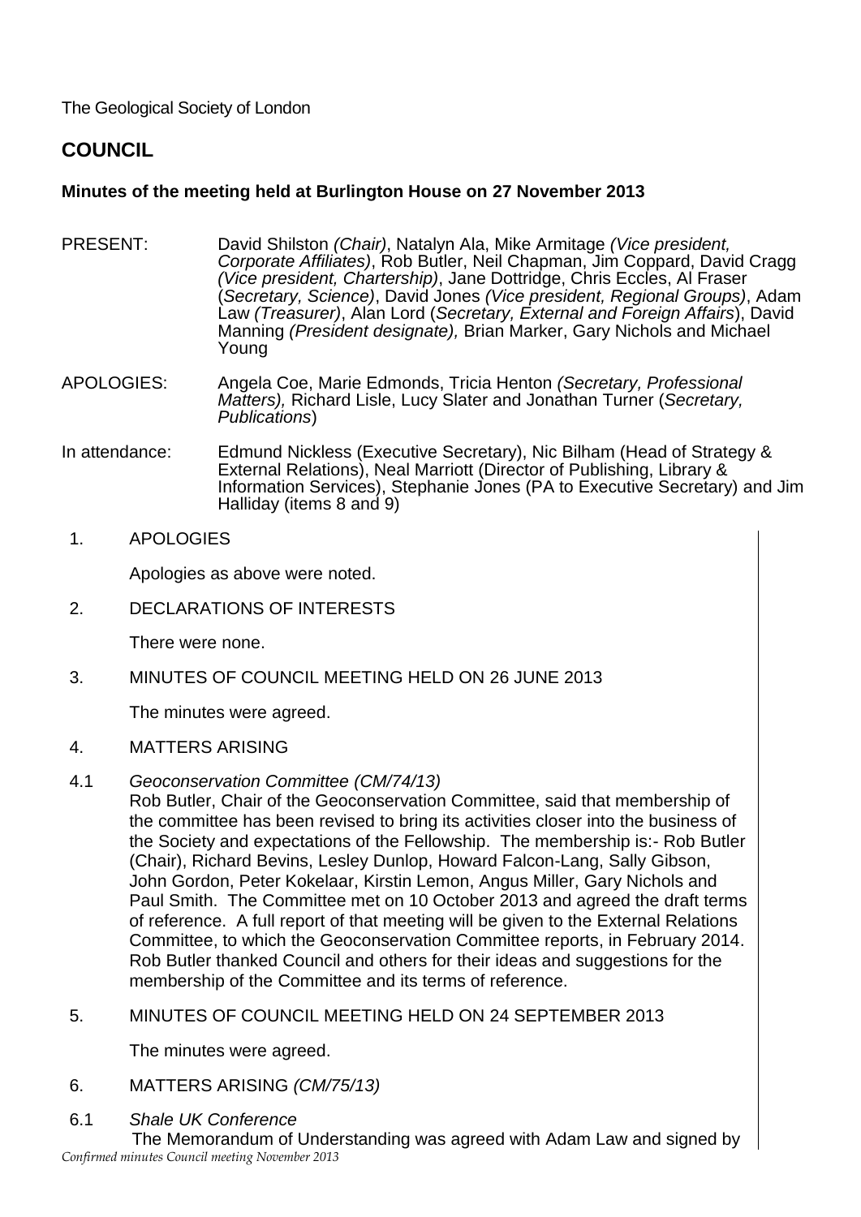The Geological Society of London

## COUNCIL

**Minutes of the meeting held at Burlington House on 27 November 2013**

PRESENT: David Shilston *(Chair)*, Natalyn Ala, Mike Armitage *(Vice president, Corporate Affiliates)*, Rob Butler, Neil Chapman, Jim Coppard, David Cragg *(Vice president, Chartership)*, Jane Dottridge, Chris Eccles, Al Fraser (*Secretary, Science)*, David Jones *(Vice president, Regional Groups)*, Adam Law *(Treasurer)*, Alan Lord (*Secretary, External and Foreign Affairs*), David Manning *(President designate),* Brian Marker, Gary Nichols and Michael Young

APOLOGIES: Angela Coe, Marie Edmonds, Tricia Henton *(Secretary, Professional Matters),* Richard Lisle, Lucy Slater and Jonathan Turner (*Secretary, Publications*)

In attendance: Edmund Nickless (Executive Secretary), Nic Bilham (Head of Strategy & External Relations), Neal Marriott (Director of Publishing, Library & Information Services), Stephanie Jones (PA to Executive Secretary) and Jim Halliday (items 8 and 9)

1. APOLOGIES

   Apologies as above were noted.

2. DECLARATIONS OF INTERESTS

   There were none.

3. MINUTES OF COUNCIL MEETING HELD ON 26 JUNE 2013

   The minutes were agreed.

4. MATTERS ARISING

4.1 *Geoconservation Committee (CM/74/13)*
   Rob Butler, Chair of the Geoconservation Committee, said that membership of the committee has been revised to bring its activities closer into the business of the Society and expectations of the Fellowship. The membership is:- Rob Butler (Chair), Richard Bevins, Lesley Dunlop, Howard Falcon-Lang, Sally Gibson, John Gordon, Peter Kokelaar, Kirstin Lemon, Angus Miller, Gary Nichols and Paul Smith. The Committee met on 10 October 2013 and agreed the draft terms of reference. A full report of that meeting will be given to the External Relations Committee, to which the Geoconservation Committee reports, in February 2014. Rob Butler thanked Council and others for their ideas and suggestions for the membership of the Committee and its terms of reference.

5. MINUTES OF COUNCIL MEETING HELD ON 24 SEPTEMBER 2013

   The minutes were agreed.

6. MATTERS ARISING *(CM/75/13)*

6.1 *Shale UK Conference*
   The Memorandum of Understanding was agreed with Adam Law and signed by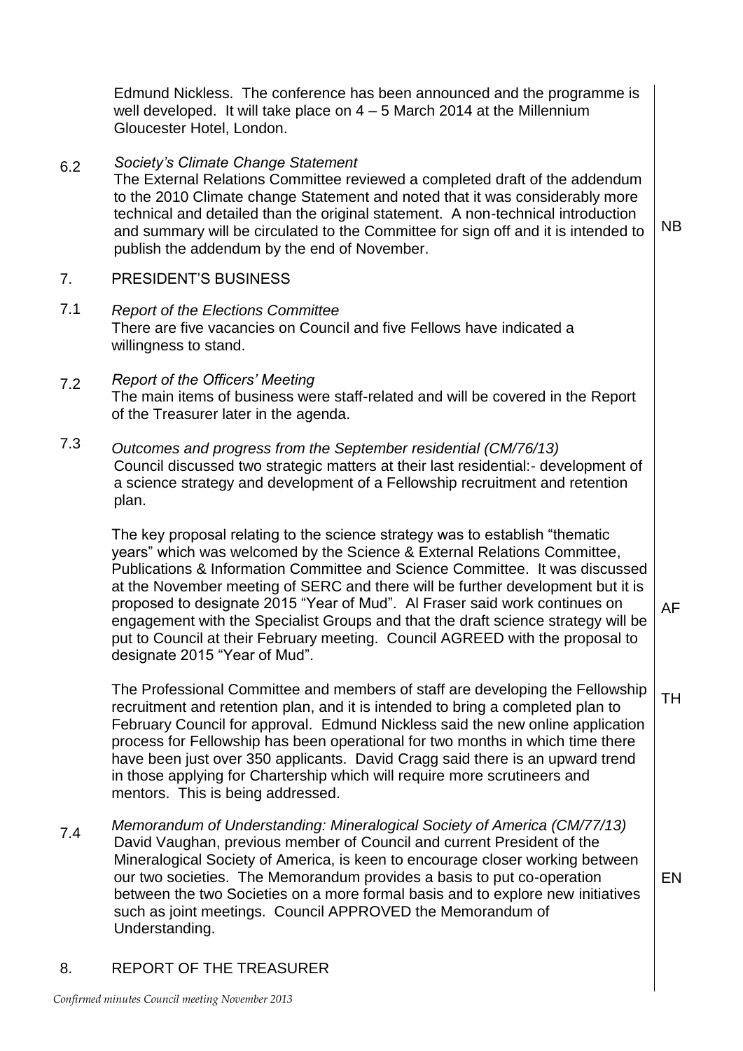Edmund Nickless. The conference has been announced and the programme is well developed. It will take place on 4 – 5 March 2014 at the Millennium Gloucester Hotel, London.

6.2 *Society's Climate Change Statement*
The External Relations Committee reviewed a completed draft of the addendum to the 2010 Climate change Statement and noted that it was considerably more technical and detailed than the original statement. A non-technical introduction and summary will be circulated to the Committee for sign off and it is intended to publish the addendum by the end of November. **NB**

## 7. PRESIDENT'S BUSINESS

7.1 *Report of the Elections Committee*
There are five vacancies on Council and five Fellows have indicated a willingness to stand.

7.2 *Report of the Officers' Meeting*
The main items of business were staff-related and will be covered in the Report of the Treasurer later in the agenda.

7.3 *Outcomes and progress from the September residential (CM/76/13)*
Council discussed two strategic matters at their last residential:- development of a science strategy and development of a Fellowship recruitment and retention plan.

The key proposal relating to the science strategy was to establish "thematic years" which was welcomed by the Science & External Relations Committee, Publications & Information Committee and Science Committee. It was discussed at the November meeting of SERC and there will be further development but it is proposed to designate 2015 "Year of Mud". Al Fraser said work continues on engagement with the Specialist Groups and that the draft science strategy will be put to Council at their February meeting. Council AGREED with the proposal to designate 2015 "Year of Mud". **AF**

The Professional Committee and members of staff are developing the Fellowship recruitment and retention plan, and it is intended to bring a completed plan to February Council for approval. Edmund Nickless said the new online application process for Fellowship has been operational for two months in which time there have been just over 350 applicants. David Cragg said there is an upward trend in those applying for Chartership which will require more scrutineers and mentors. This is being addressed. **TH**

7.4 *Memorandum of Understanding: Mineralogical Society of America (CM/77/13)*
David Vaughan, previous member of Council and current President of the Mineralogical Society of America, is keen to encourage closer working between our two societies. The Memorandum provides a basis to put co-operation between the two Societies on a more formal basis and to explore new initiatives such as joint meetings. Council APPROVED the Memorandum of Understanding. **EN**

## 8. REPORT OF THE TREASURER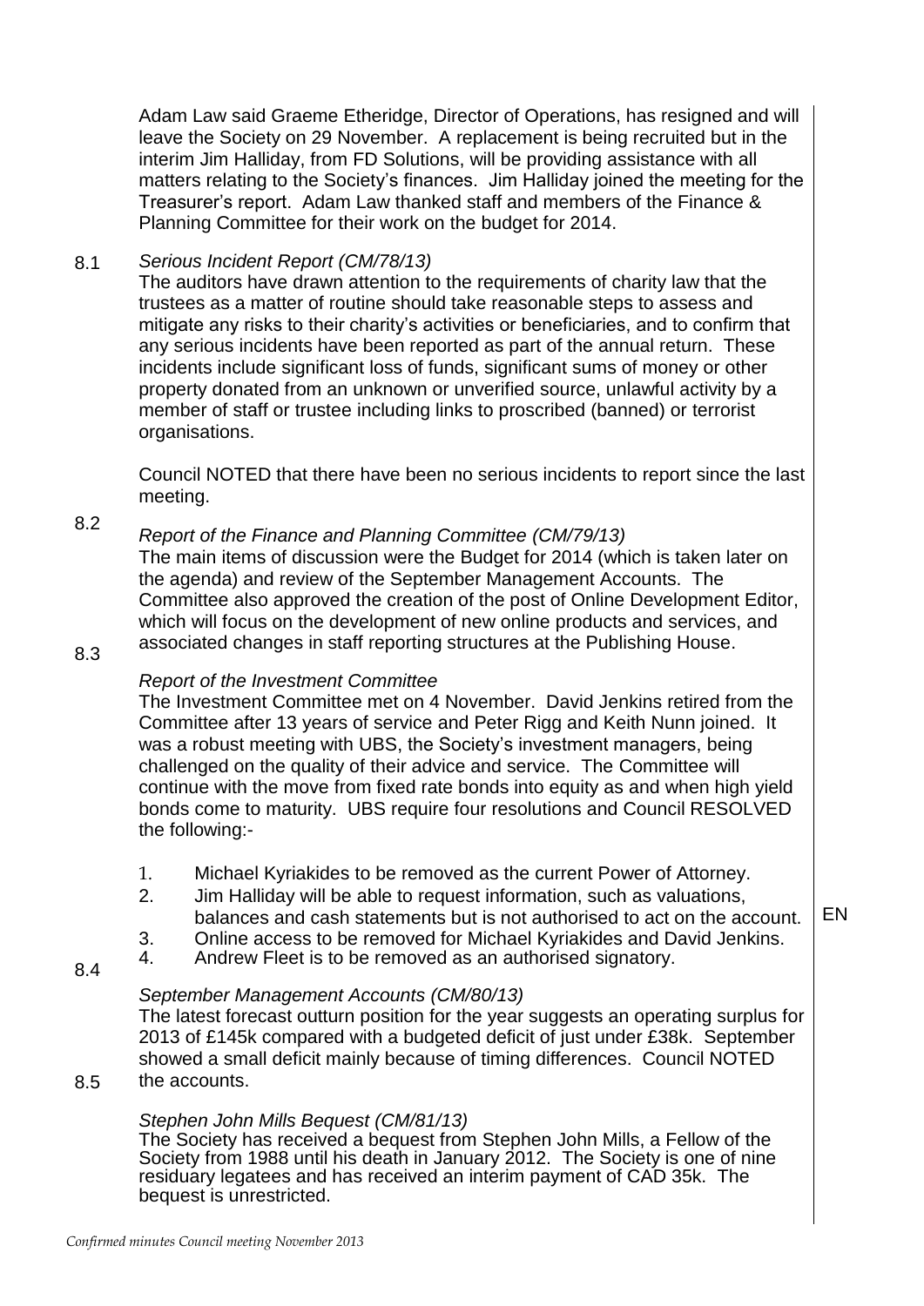Adam Law said Graeme Etheridge, Director of Operations, has resigned and will leave the Society on 29 November. A replacement is being recruited but in the interim Jim Halliday, from FD Solutions, will be providing assistance with all matters relating to the Society's finances. Jim Halliday joined the meeting for the Treasurer's report. Adam Law thanked staff and members of the Finance & Planning Committee for their work on the budget for 2014.

8.1 *Serious Incident Report (CM/78/13)*

The auditors have drawn attention to the requirements of charity law that the trustees as a matter of routine should take reasonable steps to assess and mitigate any risks to their charity's activities or beneficiaries, and to confirm that any serious incidents have been reported as part of the annual return. These incidents include significant loss of funds, significant sums of money or other property donated from an unknown or unverified source, unlawful activity by a member of staff or trustee including links to proscribed (banned) or terrorist organisations.

Council NOTED that there have been no serious incidents to report since the last meeting.

8.2 *Report of the Finance and Planning Committee (CM/79/13)*

The main items of discussion were the Budget for 2014 (which is taken later on the agenda) and review of the September Management Accounts. The Committee also approved the creation of the post of Online Development Editor, which will focus on the development of new online products and services, and associated changes in staff reporting structures at the Publishing House.

8.3 *Report of the Investment Committee*

The Investment Committee met on 4 November. David Jenkins retired from the Committee after 13 years of service and Peter Rigg and Keith Nunn joined. It was a robust meeting with UBS, the Society's investment managers, being challenged on the quality of their advice and service. The Committee will continue with the move from fixed rate bonds into equity as and when high yield bonds come to maturity. UBS require four resolutions and Council RESOLVED the following:-

1. Michael Kyriakides to be removed as the current Power of Attorney.
2. Jim Halliday will be able to request information, such as valuations, balances and cash statements but is not authorised to act on the account. EN
3. Online access to be removed for Michael Kyriakides and David Jenkins.
4. Andrew Fleet is to be removed as an authorised signatory.

8.4 *September Management Accounts (CM/80/13)*

The latest forecast outturn position for the year suggests an operating surplus for 2013 of £145k compared with a budgeted deficit of just under £38k. September showed a small deficit mainly because of timing differences. Council NOTED the accounts.

8.5 *Stephen John Mills Bequest (CM/81/13)*

The Society has received a bequest from Stephen John Mills, a Fellow of the Society from 1988 until his death in January 2012. The Society is one of nine residuary legatees and has received an interim payment of CAD 35k. The bequest is unrestricted.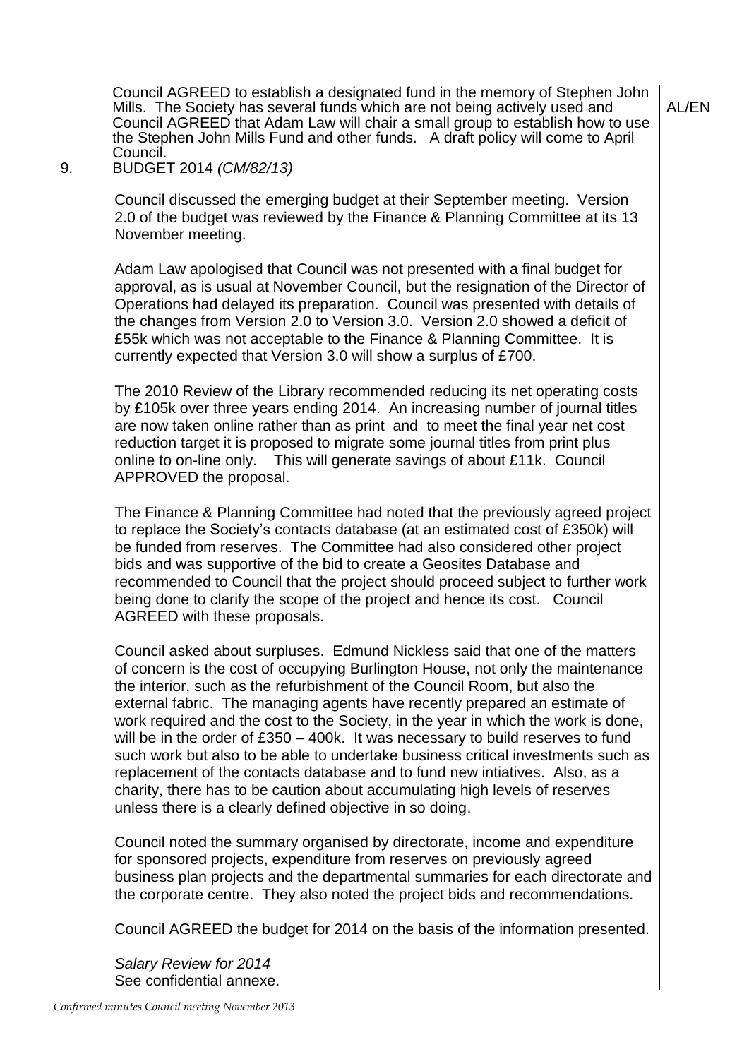Council AGREED to establish a designated fund in the memory of Stephen John Mills. The Society has several funds which are not being actively used and Council AGREED that Adam Law will chair a small group to establish how to use the Stephen John Mills Fund and other funds. A draft policy will come to April Council.

AL/EN

9. BUDGET 2014 *(CM/82/13)*

Council discussed the emerging budget at their September meeting. Version 2.0 of the budget was reviewed by the Finance & Planning Committee at its 13 November meeting.

Adam Law apologised that Council was not presented with a final budget for approval, as is usual at November Council, but the resignation of the Director of Operations had delayed its preparation. Council was presented with details of the changes from Version 2.0 to Version 3.0. Version 2.0 showed a deficit of £55k which was not acceptable to the Finance & Planning Committee. It is currently expected that Version 3.0 will show a surplus of £700.

The 2010 Review of the Library recommended reducing its net operating costs by £105k over three years ending 2014. An increasing number of journal titles are now taken online rather than as print and to meet the final year net cost reduction target it is proposed to migrate some journal titles from print plus online to on-line only. This will generate savings of about £11k. Council APPROVED the proposal.

The Finance & Planning Committee had noted that the previously agreed project to replace the Society's contacts database (at an estimated cost of £350k) will be funded from reserves. The Committee had also considered other project bids and was supportive of the bid to create a Geosites Database and recommended to Council that the project should proceed subject to further work being done to clarify the scope of the project and hence its cost. Council AGREED with these proposals.

Council asked about surpluses. Edmund Nickless said that one of the matters of concern is the cost of occupying Burlington House, not only the maintenance the interior, such as the refurbishment of the Council Room, but also the external fabric. The managing agents have recently prepared an estimate of work required and the cost to the Society, in the year in which the work is done, will be in the order of £350 – 400k. It was necessary to build reserves to fund such work but also to be able to undertake business critical investments such as replacement of the contacts database and to fund new intiatives. Also, as a charity, there has to be caution about accumulating high levels of reserves unless there is a clearly defined objective in so doing.

Council noted the summary organised by directorate, income and expenditure for sponsored projects, expenditure from reserves on previously agreed business plan projects and the departmental summaries for each directorate and the corporate centre. They also noted the project bids and recommendations.

Council AGREED the budget for 2014 on the basis of the information presented.

*Salary Review for 2014*
See confidential annexe.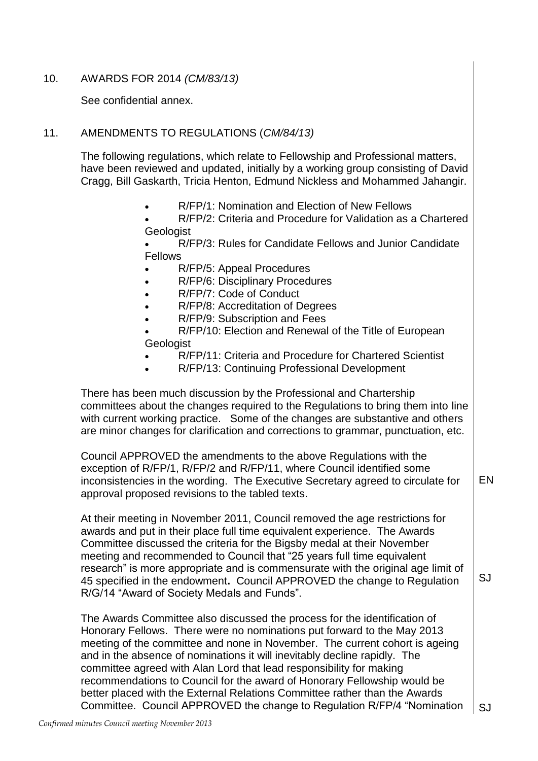10. AWARDS FOR 2014 *(CM/83/13)*

See confidential annex.

11. AMENDMENTS TO REGULATIONS (*CM/84/13)*

The following regulations, which relate to Fellowship and Professional matters, have been reviewed and updated, initially by a working group consisting of David Cragg, Bill Gaskarth, Tricia Henton, Edmund Nickless and Mohammed Jahangir.

- R/FP/1: Nomination and Election of New Fellows
- R/FP/2: Criteria and Procedure for Validation as a Chartered Geologist
- R/FP/3: Rules for Candidate Fellows and Junior Candidate Fellows
- R/FP/5: Appeal Procedures
- R/FP/6: Disciplinary Procedures
- R/FP/7: Code of Conduct
- R/FP/8: Accreditation of Degrees
- R/FP/9: Subscription and Fees
- R/FP/10: Election and Renewal of the Title of European Geologist
- R/FP/11: Criteria and Procedure for Chartered Scientist
- R/FP/13: Continuing Professional Development

There has been much discussion by the Professional and Chartership committees about the changes required to the Regulations to bring them into line with current working practice. Some of the changes are substantive and others are minor changes for clarification and corrections to grammar, punctuation, etc.

Council APPROVED the amendments to the above Regulations with the exception of R/FP/1, R/FP/2 and R/FP/11, where Council identified some inconsistencies in the wording. The Executive Secretary agreed to circulate for approval proposed revisions to the tabled texts. **EN**

At their meeting in November 2011, Council removed the age restrictions for awards and put in their place full time equivalent experience. The Awards Committee discussed the criteria for the Bigsby medal at their November meeting and recommended to Council that "25 years full time equivalent research" is more appropriate and is commensurate with the original age limit of 45 specified in the endowment**.** Council APPROVED the change to Regulation R/G/14 "Award of Society Medals and Funds". **SJ**

The Awards Committee also discussed the process for the identification of Honorary Fellows. There were no nominations put forward to the May 2013 meeting of the committee and none in November. The current cohort is ageing and in the absence of nominations it will inevitably decline rapidly. The committee agreed with Alan Lord that lead responsibility for making recommendations to Council for the award of Honorary Fellowship would be better placed with the External Relations Committee rather than the Awards Committee. Council APPROVED the change to Regulation R/FP/4 "Nomination **SJ**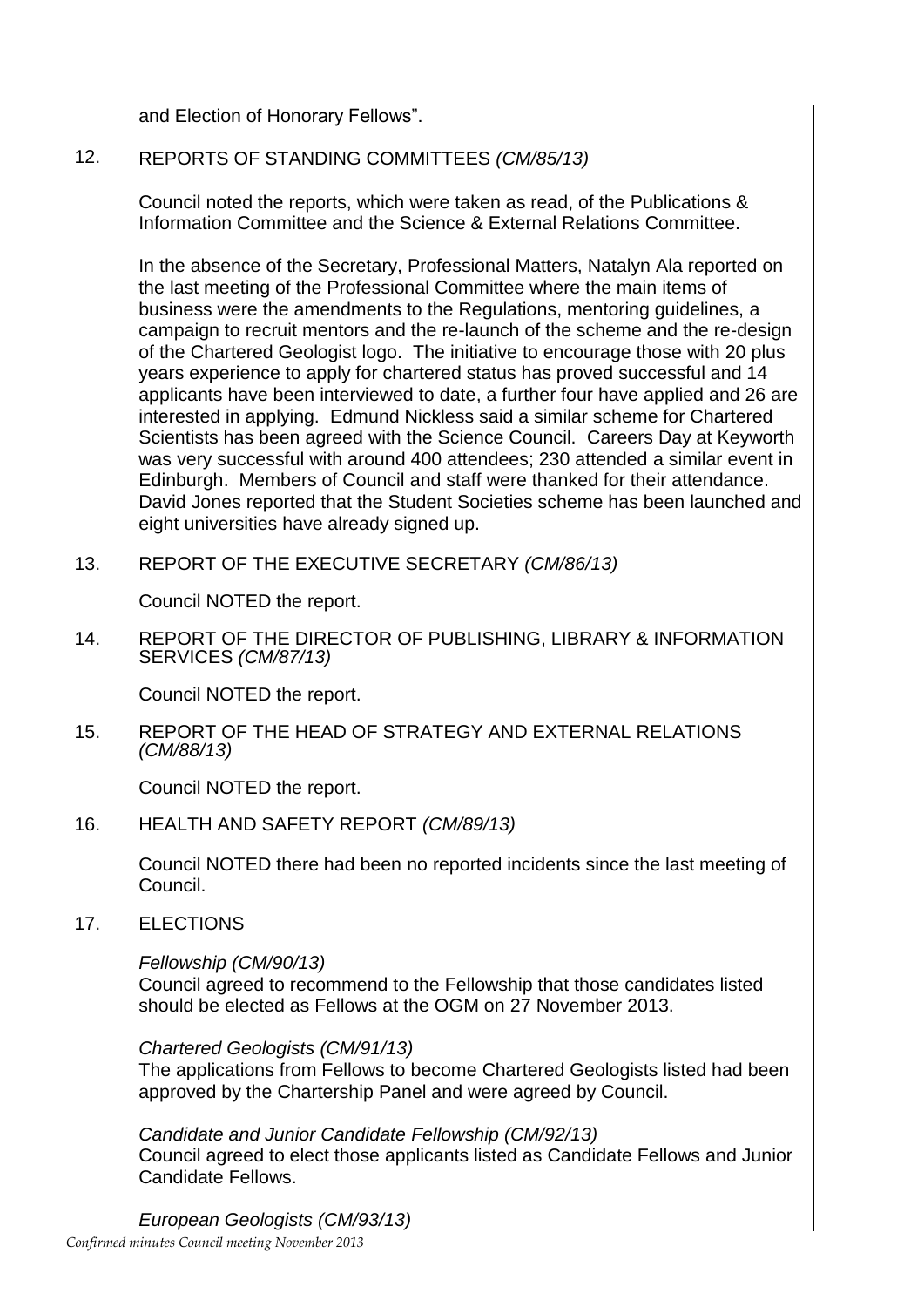and Election of Honorary Fellows".

12. REPORTS OF STANDING COMMITTEES *(CM/85/13)*

Council noted the reports, which were taken as read, of the Publications & Information Committee and the Science & External Relations Committee.

In the absence of the Secretary, Professional Matters, Natalyn Ala reported on the last meeting of the Professional Committee where the main items of business were the amendments to the Regulations, mentoring guidelines, a campaign to recruit mentors and the re-launch of the scheme and the re-design of the Chartered Geologist logo. The initiative to encourage those with 20 plus years experience to apply for chartered status has proved successful and 14 applicants have been interviewed to date, a further four have applied and 26 are interested in applying. Edmund Nickless said a similar scheme for Chartered Scientists has been agreed with the Science Council. Careers Day at Keyworth was very successful with around 400 attendees; 230 attended a similar event in Edinburgh. Members of Council and staff were thanked for their attendance. David Jones reported that the Student Societies scheme has been launched and eight universities have already signed up.

13. REPORT OF THE EXECUTIVE SECRETARY *(CM/86/13)*

Council NOTED the report.

14. REPORT OF THE DIRECTOR OF PUBLISHING, LIBRARY & INFORMATION SERVICES *(CM/87/13)*

Council NOTED the report.

15. REPORT OF THE HEAD OF STRATEGY AND EXTERNAL RELATIONS *(CM/88/13)*

Council NOTED the report.

16. HEALTH AND SAFETY REPORT *(CM/89/13)*

Council NOTED there had been no reported incidents since the last meeting of Council.

17. ELECTIONS

*Fellowship (CM/90/13)*
Council agreed to recommend to the Fellowship that those candidates listed should be elected as Fellows at the OGM on 27 November 2013.

*Chartered Geologists (CM/91/13)*
The applications from Fellows to become Chartered Geologists listed had been approved by the Chartership Panel and were agreed by Council.

*Candidate and Junior Candidate Fellowship (CM/92/13)*
Council agreed to elect those applicants listed as Candidate Fellows and Junior Candidate Fellows.

*European Geologists (CM/93/13)*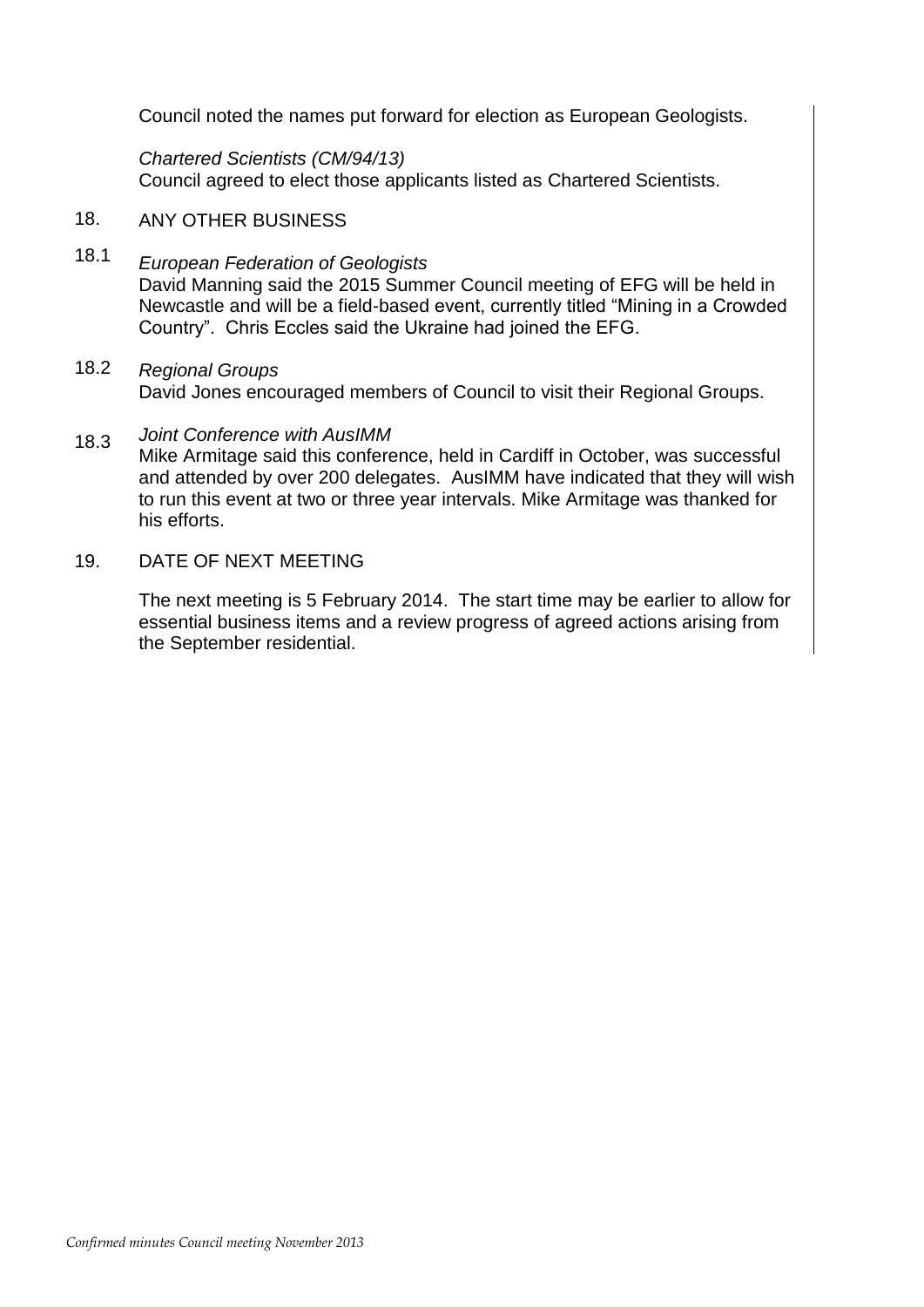Council noted the names put forward for election as European Geologists.

*Chartered Scientists (CM/94/13)*
Council agreed to elect those applicants listed as Chartered Scientists.

18. ANY OTHER BUSINESS

18.1 *European Federation of Geologists*
David Manning said the 2015 Summer Council meeting of EFG will be held in Newcastle and will be a field-based event, currently titled "Mining in a Crowded Country". Chris Eccles said the Ukraine had joined the EFG.

18.2 *Regional Groups*
David Jones encouraged members of Council to visit their Regional Groups.

18.3 *Joint Conference with AusIMM*
Mike Armitage said this conference, held in Cardiff in October, was successful and attended by over 200 delegates. AusIMM have indicated that they will wish to run this event at two or three year intervals. Mike Armitage was thanked for his efforts.

19. DATE OF NEXT MEETING

The next meeting is 5 February 2014. The start time may be earlier to allow for essential business items and a review progress of agreed actions arising from the September residential.